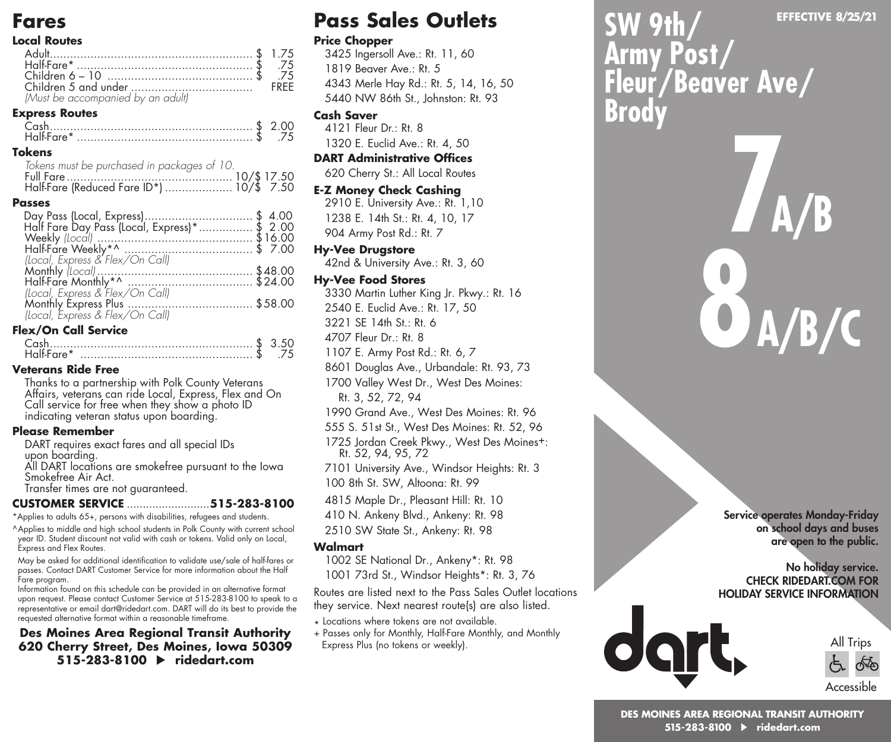# Fares

### Local Routes

| | |
|---|---|
| Adult | $ 1.75 |
| Half-Fare* | $ .75 |
| Children 6 – 10 | $ .75 |
| Children 5 and under | FREE |

*(Must be accompanied by an adult)*

### Express Routes

| | |
|---|---|
| Cash | $ 2.00 |
| Half-Fare* | $ .75 |

### Tokens

*Tokens must be purchased in packages of 10.*

| | |
|---|---|
| Full Fare | 10/$ 17.50 |
| Half-Fare (Reduced Fare ID*) | 10/$ 7.50 |

### Passes

| | |
|---|---|
| Day Pass (Local, Express) | $ 4.00 |
| Half Fare Day Pass (Local, Express)* | $ 2.00 |
| Weekly *(Local)* | $16.00 |
| Half-Fare Weekly*^ *(Local, Express & Flex/On Call)* | $ 7.00 |
| Monthly *(Local)* | $48.00 |
| Half-Fare Monthly*^ *(Local, Express & Flex/On Call)* | $24.00 |
| Monthly Express Plus *(Local, Express & Flex/On Call)* | $58.00 |

### Flex/On Call Service

| | |
|---|---|
| Cash | $ 3.50 |
| Half-Fare* | $ .75 |

### Veterans Ride Free

Thanks to a partnership with Polk County Veterans Affairs, veterans can ride Local, Express, Flex and On Call service for free when they show a photo ID indicating veteran status upon boarding.

### Please Remember

DART requires exact fares and all special IDs upon boarding.
All DART locations are smokefree pursuant to the Iowa Smokefree Air Act.
Transfer times are not guaranteed.

**CUSTOMER SERVICE .........................515-283-8100**

*Applies to adults 65+, persons with disabilities, refugees and students.

^Applies to middle and high school students in Polk County with current school year ID. Student discount not valid with cash or tokens. Valid only on Local, Express and Flex Routes.

May be asked for additional identification to validate use/sale of half-fares or passes. Contact DART Customer Service for more information about the Half Fare program.

Information found on this schedule can be provided in an alternative format upon request. Please contact Customer Service at 515-283-8100 to speak to a representative or email dart@ridedart.com. DART will do its best to provide the requested alternative format within a reasonable timeframe.

**Des Moines Area Regional Transit Authority**
**620 Cherry Street, Des Moines, Iowa 50309**
**515-283-8100 ▶ ridedart.com**

# Pass Sales Outlets

### Price Chopper
- 3425 Ingersoll Ave.: Rt. 11, 60
- 1819 Beaver Ave.: Rt. 5
- 4343 Merle Hay Rd.: Rt. 5, 14, 16, 50
- 5440 NW 86th St., Johnston: Rt. 93

### Cash Saver
- 4121 Fleur Dr.: Rt. 8
- 1320 E. Euclid Ave.: Rt. 4, 50

### DART Administrative Offices
- 620 Cherry St.: All Local Routes

### E-Z Money Check Cashing
- 2910 E. University Ave.: Rt. 1,10
- 1238 E. 14th St.: Rt. 4, 10, 17
- 904 Army Post Rd.: Rt. 7

### Hy-Vee Drugstore
- 42nd & University Ave.: Rt. 3, 60

### Hy-Vee Food Stores
- 3330 Martin Luther King Jr. Pkwy.: Rt. 16
- 2540 E. Euclid Ave.: Rt. 17, 50
- 3221 SE 14th St.: Rt. 6
- 4707 Fleur Dr.: Rt. 8
- 1107 E. Army Post Rd.: Rt. 6, 7
- 8601 Douglas Ave., Urbandale: Rt. 93, 73
- 1700 Valley West Dr., West Des Moines: Rt. 3, 52, 72, 94
- 1990 Grand Ave., West Des Moines: Rt. 96
- 555 S. 51st St., West Des Moines: Rt. 52, 96
- 1725 Jordan Creek Pkwy., West Des Moines+: Rt. 52, 94, 95, 72
- 7101 University Ave., Windsor Heights: Rt. 3
- 100 8th St. SW, Altoona: Rt. 99
- 4815 Maple Dr., Pleasant Hill: Rt. 10
- 410 N. Ankeny Blvd., Ankeny: Rt. 98
- 2510 SW State St., Ankeny: Rt. 98

### Walmart
- 1002 SE National Dr., Ankeny*: Rt. 98
- 1001 73rd St., Windsor Heights*: Rt. 3, 76

Routes are listed next to the Pass Sales Outlet locations they service. Next nearest route(s) are also listed.

⁎ Locations where tokens are not available.
+ Passes only for Monthly, Half-Fare Monthly, and Monthly Express Plus (no tokens or weekly).

# SW 9th/ Army Post/ Fleur/Beaver Ave/ Brody

**EFFECTIVE 8/25/21**

# 7 A/B
# 8 A/B/C

**Service operates Monday-Friday on school days and buses are open to the public.**

**No holiday service.**
**CHECK RIDEDART.COM FOR HOLIDAY SERVICE INFORMATION**

dart

All Trips Accessible

**DES MOINES AREA REGIONAL TRANSIT AUTHORITY**
**515-283-8100 ▶ ridedart.com**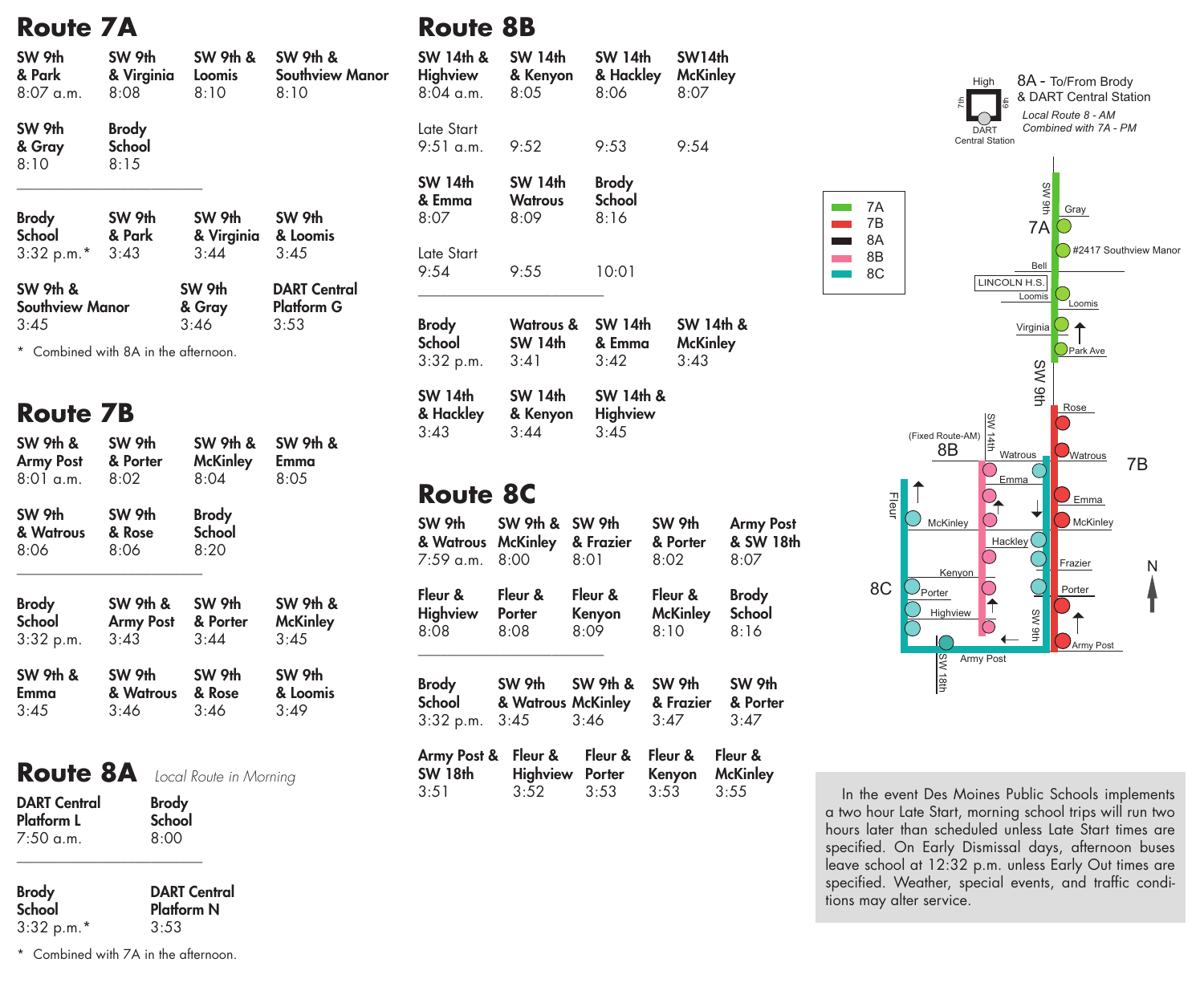## Route 7A

| SW 9th & Park | SW 9th & Virginia | SW 9th & Loomis | SW 9th & Southview Manor |
|---|---|---|---|
| 8:07 a.m. | 8:08 | 8:10 | 8:10 |

| SW 9th & Gray | Brody School |
|---|---|
| 8:10 | 8:15 |

| Brody School | SW 9th & Park | SW 9th & Virginia | SW 9th & Loomis |
|---|---|---|---|
| 3:32 p.m.* | 3:43 | 3:44 | 3:45 |

| SW 9th & Southview Manor | SW 9th & Gray | DART Central Platform G |
|---|---|---|
| 3:45 | 3:46 | 3:53 |

\* Combined with 8A in the afternoon.

## Route 7B

| SW 9th & Army Post | SW 9th & Porter | SW 9th & McKinley | SW 9th & Emma |
|---|---|---|---|
| 8:01 a.m. | 8:02 | 8:04 | 8:05 |

| SW 9th & Watrous | SW 9th & Rose | Brody School |
|---|---|---|
| 8:06 | 8:06 | 8:20 |

| Brody School | SW 9th & Army Post | SW 9th & Porter | SW 9th & McKinley |
|---|---|---|---|
| 3:32 p.m. | 3:43 | 3:44 | 3:45 |

| SW 9th & Emma | SW 9th & Watrous | SW 9th & Rose | SW 9th & Loomis |
|---|---|---|---|
| 3:45 | 3:46 | 3:46 | 3:49 |

## Route 8A *Local Route in Morning*

| DART Central Platform L | Brody School |
|---|---|
| 7:50 a.m. | 8:00 |

| Brody School | DART Central Platform N |
|---|---|
| 3:32 p.m.* | 3:53 |

\* Combined with 7A in the afternoon.

## Route 8B

| SW 14th & Highview | SW 14th & Kenyon | SW 14th & Hackley | SW14th McKinley |
|---|---|---|---|
| 8:04 a.m. | 8:05 | 8:06 | 8:07 |
| Late Start | | | |
| 9:51 a.m. | 9:52 | 9:53 | 9:54 |

| SW 14th & Emma | SW 14th Watrous | Brody School |
|---|---|---|
| 8:07 | 8:09 | 8:16 |
| Late Start | | |
| 9:54 | 9:55 | 10:01 |

| Brody School | Watrous & SW 14th | SW 14th & Emma | SW 14th & McKinley |
|---|---|---|---|
| 3:32 p.m. | 3:41 | 3:42 | 3:43 |

| SW 14th & Hackley | SW 14th & Kenyon | SW 14th & Highview |
|---|---|---|
| 3:43 | 3:44 | 3:45 |

## Route 8C

| SW 9th & Watrous | SW 9th & McKinley | SW 9th & Frazier | SW 9th & Porter | Army Post & SW 18th |
|---|---|---|---|---|
| 7:59 a.m. | 8:00 | 8:01 | 8:02 | 8:07 |

| Fleur & Highview | Fleur & Porter | Fleur & Kenyon | Fleur & McKinley | Brody School |
|---|---|---|---|---|
| 8:08 | 8:08 | 8:09 | 8:10 | 8:16 |

| Brody School | SW 9th & Watrous | SW 9th & McKinley | SW 9th & Frazier | SW 9th & Porter |
|---|---|---|---|---|
| 3:32 p.m. | 3:45 | 3:46 | 3:47 | 3:47 |

| Army Post & SW 18th | Fleur & Highview | Fleur & Porter | Fleur & Kenyon | Fleur & McKinley |
|---|---|---|---|---|
| 3:51 | 3:52 | 3:53 | 3:53 | 3:55 |

8A - To/From Brody & DART Central Station
*Local Route 8 - AM*
*Combined with 7A - PM*

High
7th
6th
DART Central Station

7A
7B
8A
8B
8C

SW 9th
Gray
7A
#2417 Southview Manor
Bell
LINCOLN H.S.
Loomis
Loomis
Virginia
Park Ave
SW 9th
Rose
(Fixed Route-AM)
8B
SW 14th
Watrous
Watrous
7B
Emma
Emma
Fleur
McKinley
McKinley
Hackley
Frazier
N
Kenyon
8C
Porter
Porter
Highview
SW 9th
Army Post
SW 18th
Army Post

In the event Des Moines Public Schools implements a two hour Late Start, morning school trips will run two hours later than scheduled unless Late Start times are specified. On Early Dismissal days, afternoon buses leave school at 12:32 p.m. unless Early Out times are specified. Weather, special events, and traffic conditions may alter service.